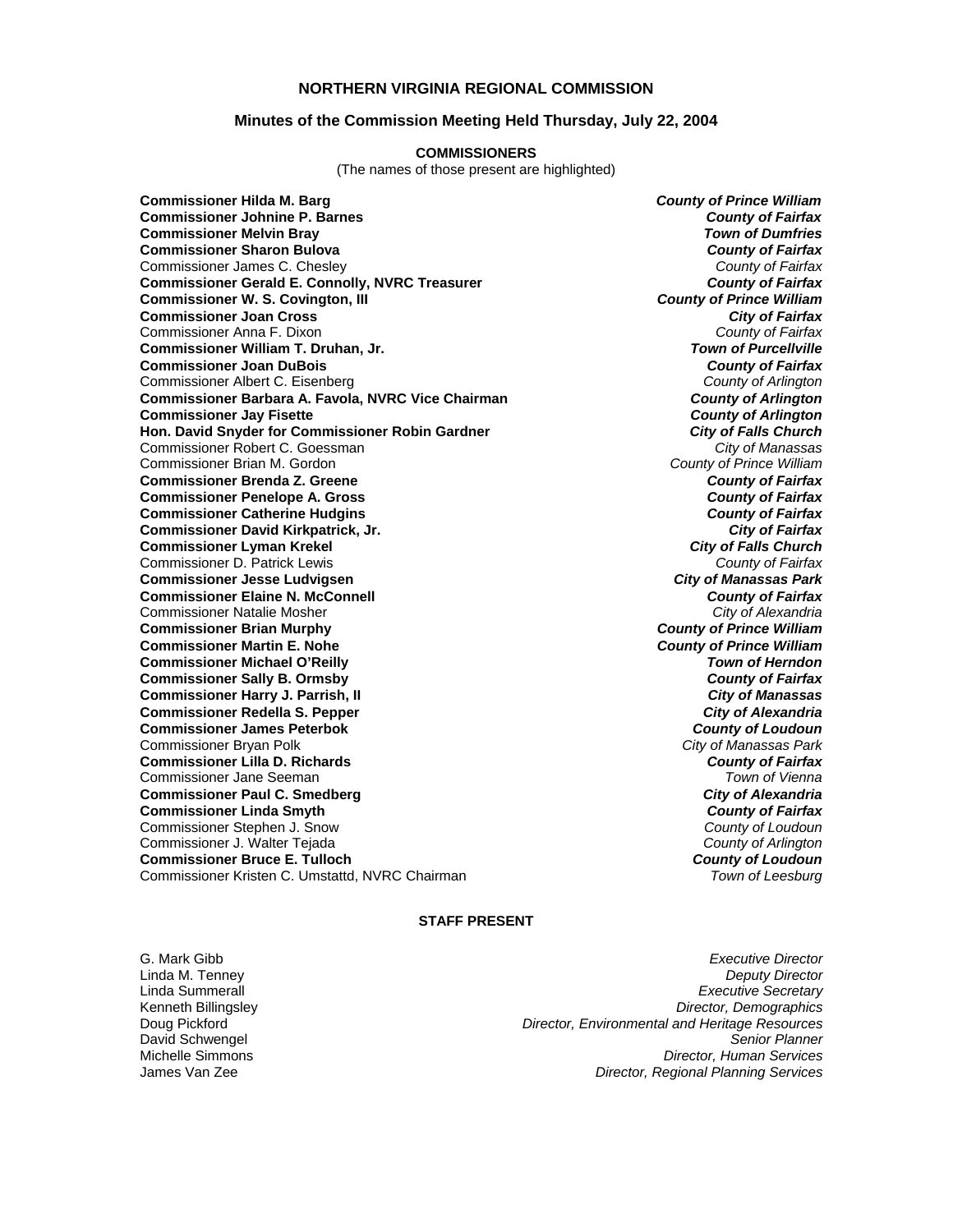# NORTHERN VIRGINIA REGIONAL COMMISSION

## Minutes of the Commission Meeting Held Thursday, July 22, 2004

### COMMISSIONERS

(The names of those present are highlighted)

| Commissioner | Jurisdiction |
|---|---|
| **Commissioner Hilda M. Barg** | ***County of Prince William*** |
| **Commissioner Johnine P. Barnes** | ***County of Fairfax*** |
| **Commissioner Melvin Bray** | ***Town of Dumfries*** |
| **Commissioner Sharon Bulova** | ***County of Fairfax*** |
| Commissioner James C. Chesley | *County of Fairfax* |
| **Commissioner Gerald E. Connolly, NVRC Treasurer** | ***County of Fairfax*** |
| **Commissioner W. S. Covington, III** | ***County of Prince William*** |
| **Commissioner Joan Cross** | ***City of Fairfax*** |
| Commissioner Anna F. Dixon | *County of Fairfax* |
| **Commissioner William T. Druhan, Jr.** | ***Town of Purcellville*** |
| **Commissioner Joan DuBois** | ***County of Fairfax*** |
| Commissioner Albert C. Eisenberg | *County of Arlington* |
| **Commissioner Barbara A. Favola, NVRC Vice Chairman** | ***County of Arlington*** |
| **Commissioner Jay Fisette** | ***County of Arlington*** |
| **Hon. David Snyder for Commissioner Robin Gardner** | ***City of Falls Church*** |
| Commissioner Robert C. Goessman | *City of Manassas* |
| Commissioner Brian M. Gordon | *County of Prince William* |
| **Commissioner Brenda Z. Greene** | ***County of Fairfax*** |
| **Commissioner Penelope A. Gross** | ***County of Fairfax*** |
| **Commissioner Catherine Hudgins** | ***County of Fairfax*** |
| **Commissioner David Kirkpatrick, Jr.** | ***City of Fairfax*** |
| **Commissioner Lyman Krekel** | ***City of Falls Church*** |
| Commissioner D. Patrick Lewis | *County of Fairfax* |
| **Commissioner Jesse Ludvigsen** | ***City of Manassas Park*** |
| **Commissioner Elaine N. McConnell** | ***County of Fairfax*** |
| Commissioner Natalie Mosher | *City of Alexandria* |
| **Commissioner Brian Murphy** | ***County of Prince William*** |
| **Commissioner Martin E. Nohe** | ***County of Prince William*** |
| **Commissioner Michael O'Reilly** | ***Town of Herndon*** |
| **Commissioner Sally B. Ormsby** | ***County of Fairfax*** |
| **Commissioner Harry J. Parrish, II** | ***City of Manassas*** |
| **Commissioner Redella S. Pepper** | ***City of Alexandria*** |
| **Commissioner James Peterbok** | ***County of Loudoun*** |
| Commissioner Bryan Polk | *City of Manassas Park* |
| **Commissioner Lilla D. Richards** | ***County of Fairfax*** |
| Commissioner Jane Seeman | *Town of Vienna* |
| **Commissioner Paul C. Smedberg** | ***City of Alexandria*** |
| **Commissioner Linda Smyth** | ***County of Fairfax*** |
| Commissioner Stephen J. Snow | *County of Loudoun* |
| Commissioner J. Walter Tejada | *County of Arlington* |
| **Commissioner Bruce E. Tulloch** | ***County of Loudoun*** |
| Commissioner Kristen C. Umstattd, NVRC Chairman | *Town of Leesburg* |

### STAFF PRESENT

| Name | Title |
|---|---|
| G. Mark Gibb | *Executive Director* |
| Linda M. Tenney | *Deputy Director* |
| Linda Summerall | *Executive Secretary* |
| Kenneth Billingsley | *Director, Demographics* |
| Doug Pickford | *Director, Environmental and Heritage Resources* |
| David Schwengel | *Senior Planner* |
| Michelle Simmons | *Director, Human Services* |
| James Van Zee | *Director, Regional Planning Services* |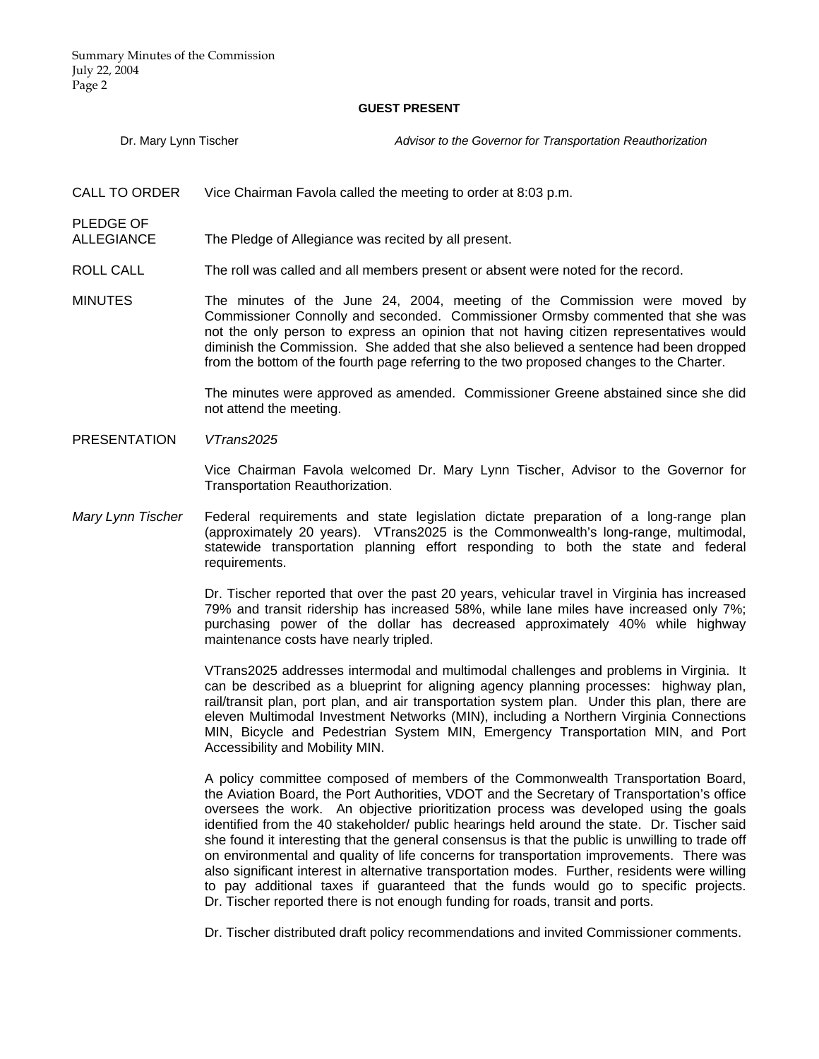**GUEST PRESENT**

Dr. Mary Lynn Tischer — *Advisor to the Governor for Transportation Reauthorization*

CALL TO ORDER — Vice Chairman Favola called the meeting to order at 8:03 p.m.

PLEDGE OF ALLEGIANCE — The Pledge of Allegiance was recited by all present.

ROLL CALL — The roll was called and all members present or absent were noted for the record.

MINUTES — The minutes of the June 24, 2004, meeting of the Commission were moved by Commissioner Connolly and seconded. Commissioner Ormsby commented that she was not the only person to express an opinion that not having citizen representatives would diminish the Commission. She added that she also believed a sentence had been dropped from the bottom of the fourth page referring to the two proposed changes to the Charter.

The minutes were approved as amended. Commissioner Greene abstained since she did not attend the meeting.

PRESENTATION — *VTrans2025*

Vice Chairman Favola welcomed Dr. Mary Lynn Tischer, Advisor to the Governor for Transportation Reauthorization.

*Mary Lynn Tischer* — Federal requirements and state legislation dictate preparation of a long-range plan (approximately 20 years). VTrans2025 is the Commonwealth's long-range, multimodal, statewide transportation planning effort responding to both the state and federal requirements.

Dr. Tischer reported that over the past 20 years, vehicular travel in Virginia has increased 79% and transit ridership has increased 58%, while lane miles have increased only 7%; purchasing power of the dollar has decreased approximately 40% while highway maintenance costs have nearly tripled.

VTrans2025 addresses intermodal and multimodal challenges and problems in Virginia. It can be described as a blueprint for aligning agency planning processes: highway plan, rail/transit plan, port plan, and air transportation system plan. Under this plan, there are eleven Multimodal Investment Networks (MIN), including a Northern Virginia Connections MIN, Bicycle and Pedestrian System MIN, Emergency Transportation MIN, and Port Accessibility and Mobility MIN.

A policy committee composed of members of the Commonwealth Transportation Board, the Aviation Board, the Port Authorities, VDOT and the Secretary of Transportation's office oversees the work. An objective prioritization process was developed using the goals identified from the 40 stakeholder/ public hearings held around the state. Dr. Tischer said she found it interesting that the general consensus is that the public is unwilling to trade off on environmental and quality of life concerns for transportation improvements. There was also significant interest in alternative transportation modes. Further, residents were willing to pay additional taxes if guaranteed that the funds would go to specific projects. Dr. Tischer reported there is not enough funding for roads, transit and ports.

Dr. Tischer distributed draft policy recommendations and invited Commissioner comments.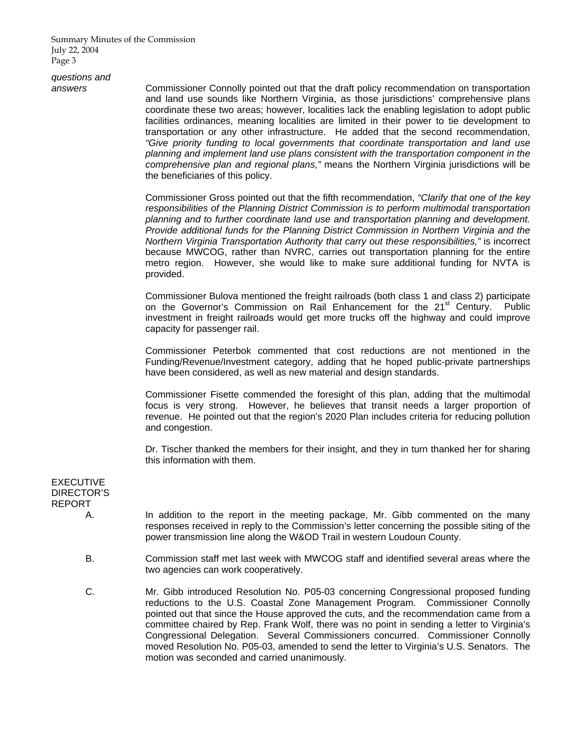*questions and answers*

Commissioner Connolly pointed out that the draft policy recommendation on transportation and land use sounds like Northern Virginia, as those jurisdictions' comprehensive plans coordinate these two areas; however, localities lack the enabling legislation to adopt public facilities ordinances, meaning localities are limited in their power to tie development to transportation or any other infrastructure. He added that the second recommendation, *"Give priority funding to local governments that coordinate transportation and land use planning and implement land use plans consistent with the transportation component in the comprehensive plan and regional plans,"* means the Northern Virginia jurisdictions will be the beneficiaries of this policy.

Commissioner Gross pointed out that the fifth recommendation, *"Clarify that one of the key responsibilities of the Planning District Commission is to perform multimodal transportation planning and to further coordinate land use and transportation planning and development. Provide additional funds for the Planning District Commission in Northern Virginia and the Northern Virginia Transportation Authority that carry out these responsibilities,"* is incorrect because MWCOG, rather than NVRC, carries out transportation planning for the entire metro region. However, she would like to make sure additional funding for NVTA is provided.

Commissioner Bulova mentioned the freight railroads (both class 1 and class 2) participate on the Governor's Commission on Rail Enhancement for the 21st Century. Public investment in freight railroads would get more trucks off the highway and could improve capacity for passenger rail.

Commissioner Peterbok commented that cost reductions are not mentioned in the Funding/Revenue/Investment category, adding that he hoped public-private partnerships have been considered, as well as new material and design standards.

Commissioner Fisette commended the foresight of this plan, adding that the multimodal focus is very strong. However, he believes that transit needs a larger proportion of revenue. He pointed out that the region's 2020 Plan includes criteria for reducing pollution and congestion.

Dr. Tischer thanked the members for their insight, and they in turn thanked her for sharing this information with them.

EXECUTIVE DIRECTOR'S REPORT

A. In addition to the report in the meeting package, Mr. Gibb commented on the many responses received in reply to the Commission's letter concerning the possible siting of the power transmission line along the W&OD Trail in western Loudoun County.

B. Commission staff met last week with MWCOG staff and identified several areas where the two agencies can work cooperatively.

C. Mr. Gibb introduced Resolution No. P05-03 concerning Congressional proposed funding reductions to the U.S. Coastal Zone Management Program. Commissioner Connolly pointed out that since the House approved the cuts, and the recommendation came from a committee chaired by Rep. Frank Wolf, there was no point in sending a letter to Virginia's Congressional Delegation. Several Commissioners concurred. Commissioner Connolly moved Resolution No. P05-03, amended to send the letter to Virginia's U.S. Senators. The motion was seconded and carried unanimously.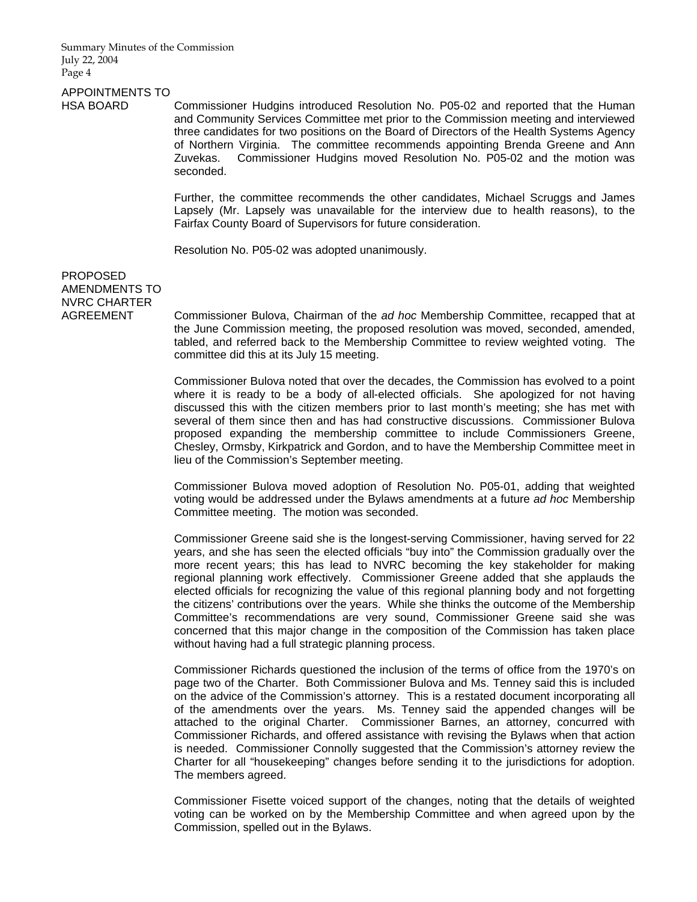**APPOINTMENTS TO HSA BOARD**

Commissioner Hudgins introduced Resolution No. P05-02 and reported that the Human and Community Services Committee met prior to the Commission meeting and interviewed three candidates for two positions on the Board of Directors of the Health Systems Agency of Northern Virginia. The committee recommends appointing Brenda Greene and Ann Zuvekas. Commissioner Hudgins moved Resolution No. P05-02 and the motion was seconded.

Further, the committee recommends the other candidates, Michael Scruggs and James Lapsely (Mr. Lapsely was unavailable for the interview due to health reasons), to the Fairfax County Board of Supervisors for future consideration.

Resolution No. P05-02 was adopted unanimously.

**PROPOSED AMENDMENTS TO NVRC CHARTER AGREEMENT**

Commissioner Bulova, Chairman of the *ad hoc* Membership Committee, recapped that at the June Commission meeting, the proposed resolution was moved, seconded, amended, tabled, and referred back to the Membership Committee to review weighted voting. The committee did this at its July 15 meeting.

Commissioner Bulova noted that over the decades, the Commission has evolved to a point where it is ready to be a body of all-elected officials. She apologized for not having discussed this with the citizen members prior to last month's meeting; she has met with several of them since then and has had constructive discussions. Commissioner Bulova proposed expanding the membership committee to include Commissioners Greene, Chesley, Ormsby, Kirkpatrick and Gordon, and to have the Membership Committee meet in lieu of the Commission's September meeting.

Commissioner Bulova moved adoption of Resolution No. P05-01, adding that weighted voting would be addressed under the Bylaws amendments at a future *ad hoc* Membership Committee meeting. The motion was seconded.

Commissioner Greene said she is the longest-serving Commissioner, having served for 22 years, and she has seen the elected officials "buy into" the Commission gradually over the more recent years; this has lead to NVRC becoming the key stakeholder for making regional planning work effectively. Commissioner Greene added that she applauds the elected officials for recognizing the value of this regional planning body and not forgetting the citizens' contributions over the years. While she thinks the outcome of the Membership Committee's recommendations are very sound, Commissioner Greene said she was concerned that this major change in the composition of the Commission has taken place without having had a full strategic planning process.

Commissioner Richards questioned the inclusion of the terms of office from the 1970's on page two of the Charter. Both Commissioner Bulova and Ms. Tenney said this is included on the advice of the Commission's attorney. This is a restated document incorporating all of the amendments over the years. Ms. Tenney said the appended changes will be attached to the original Charter. Commissioner Barnes, an attorney, concurred with Commissioner Richards, and offered assistance with revising the Bylaws when that action is needed. Commissioner Connolly suggested that the Commission's attorney review the Charter for all "housekeeping" changes before sending it to the jurisdictions for adoption. The members agreed.

Commissioner Fisette voiced support of the changes, noting that the details of weighted voting can be worked on by the Membership Committee and when agreed upon by the Commission, spelled out in the Bylaws.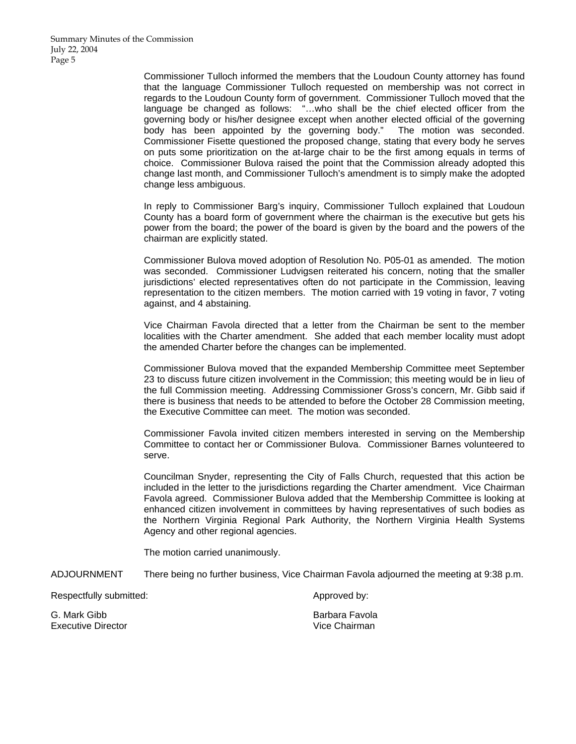Commissioner Tulloch informed the members that the Loudoun County attorney has found that the language Commissioner Tulloch requested on membership was not correct in regards to the Loudoun County form of government. Commissioner Tulloch moved that the language be changed as follows: "…who shall be the chief elected officer from the governing body or his/her designee except when another elected official of the governing body has been appointed by the governing body." The motion was seconded. Commissioner Fisette questioned the proposed change, stating that every body he serves on puts some prioritization on the at-large chair to be the first among equals in terms of choice. Commissioner Bulova raised the point that the Commission already adopted this change last month, and Commissioner Tulloch's amendment is to simply make the adopted change less ambiguous.

In reply to Commissioner Barg's inquiry, Commissioner Tulloch explained that Loudoun County has a board form of government where the chairman is the executive but gets his power from the board; the power of the board is given by the board and the powers of the chairman are explicitly stated.

Commissioner Bulova moved adoption of Resolution No. P05-01 as amended. The motion was seconded. Commissioner Ludvigsen reiterated his concern, noting that the smaller jurisdictions' elected representatives often do not participate in the Commission, leaving representation to the citizen members. The motion carried with 19 voting in favor, 7 voting against, and 4 abstaining.

Vice Chairman Favola directed that a letter from the Chairman be sent to the member localities with the Charter amendment. She added that each member locality must adopt the amended Charter before the changes can be implemented.

Commissioner Bulova moved that the expanded Membership Committee meet September 23 to discuss future citizen involvement in the Commission; this meeting would be in lieu of the full Commission meeting. Addressing Commissioner Gross's concern, Mr. Gibb said if there is business that needs to be attended to before the October 28 Commission meeting, the Executive Committee can meet. The motion was seconded.

Commissioner Favola invited citizen members interested in serving on the Membership Committee to contact her or Commissioner Bulova. Commissioner Barnes volunteered to serve.

Councilman Snyder, representing the City of Falls Church, requested that this action be included in the letter to the jurisdictions regarding the Charter amendment. Vice Chairman Favola agreed. Commissioner Bulova added that the Membership Committee is looking at enhanced citizen involvement in committees by having representatives of such bodies as the Northern Virginia Regional Park Authority, the Northern Virginia Health Systems Agency and other regional agencies.

The motion carried unanimously.

ADJOURNMENT There being no further business, Vice Chairman Favola adjourned the meeting at 9:38 p.m.

Respectfully submitted:

G. Mark Gibb
Executive Director

Approved by:

Barbara Favola
Vice Chairman